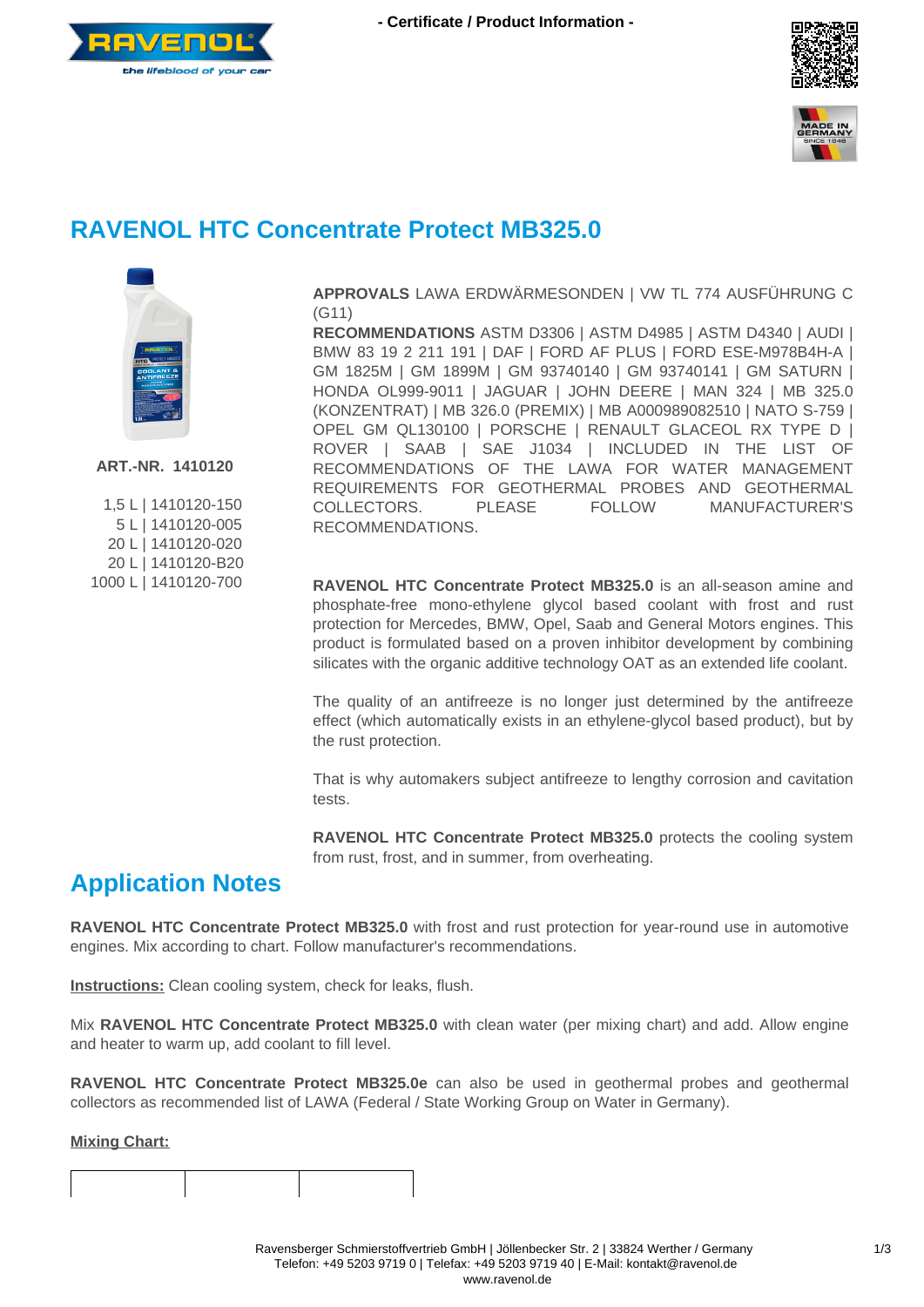- Certificate / Product Information -

# RAVENOL HTC Concentrate Protect MB325.0

**ART.-NR. 1410120**

1,5 L | 1410120-150
5 L | 1410120-005
20 L | 1410120-020
20 L | 1410120-B20
1000 L | 1410120-700

**APPROVALS** LAWA ERDWÄRMESONDEN | VW TL 774 AUSFÜHRUNG C (G11)

**RECOMMENDATIONS** ASTM D3306 | ASTM D4985 | ASTM D4340 | AUDI | BMW 83 19 2 211 191 | DAF | FORD AF PLUS | FORD ESE-M978B4H-A | GM 1825M | GM 1899M | GM 93740140 | GM 93740141 | GM SATURN | HONDA OL999-9011 | JAGUAR | JOHN DEERE | MAN 324 | MB 325.0 (KONZENTRAT) | MB 326.0 (PREMIX) | MB A000989082510 | NATO S-759 | OPEL GM QL130100 | PORSCHE | RENAULT GLACEOL RX TYPE D | ROVER | SAAB | SAE J1034 | INCLUDED IN THE LIST OF RECOMMENDATIONS OF THE LAWA FOR WATER MANAGEMENT REQUIREMENTS FOR GEOTHERMAL PROBES AND GEOTHERMAL COLLECTORS. PLEASE FOLLOW MANUFACTURER'S RECOMMENDATIONS.

**RAVENOL HTC Concentrate Protect MB325.0** is an all-season amine and phosphate-free mono-ethylene glycol based coolant with frost and rust protection for Mercedes, BMW, Opel, Saab and General Motors engines. This product is formulated based on a proven inhibitor development by combining silicates with the organic additive technology OAT as an extended life coolant.

The quality of an antifreeze is no longer just determined by the antifreeze effect (which automatically exists in an ethylene-glycol based product), but by the rust protection.

That is why automakers subject antifreeze to lengthy corrosion and cavitation tests.

**RAVENOL HTC Concentrate Protect MB325.0** protects the cooling system from rust, frost, and in summer, from overheating.

## Application Notes

**RAVENOL HTC Concentrate Protect MB325.0** with frost and rust protection for year-round use in automotive engines. Mix according to chart. Follow manufacturer's recommendations.

**Instructions:** Clean cooling system, check for leaks, flush.

Mix **RAVENOL HTC Concentrate Protect MB325.0** with clean water (per mixing chart) and add. Allow engine and heater to warm up, add coolant to fill level.

**RAVENOL HTC Concentrate Protect MB325.0e** can also be used in geothermal probes and geothermal collectors as recommended list of LAWA (Federal / State Working Group on Water in Germany).

**Mixing Chart:**

Ravensberger Schmierstoffvertrieb GmbH | Jöllenbecker Str. 2 | 33824 Werther / Germany
Telefon: +49 5203 9719 0 | Telefax: +49 5203 9719 40 | E-Mail: kontakt@ravenol.de
www.ravenol.de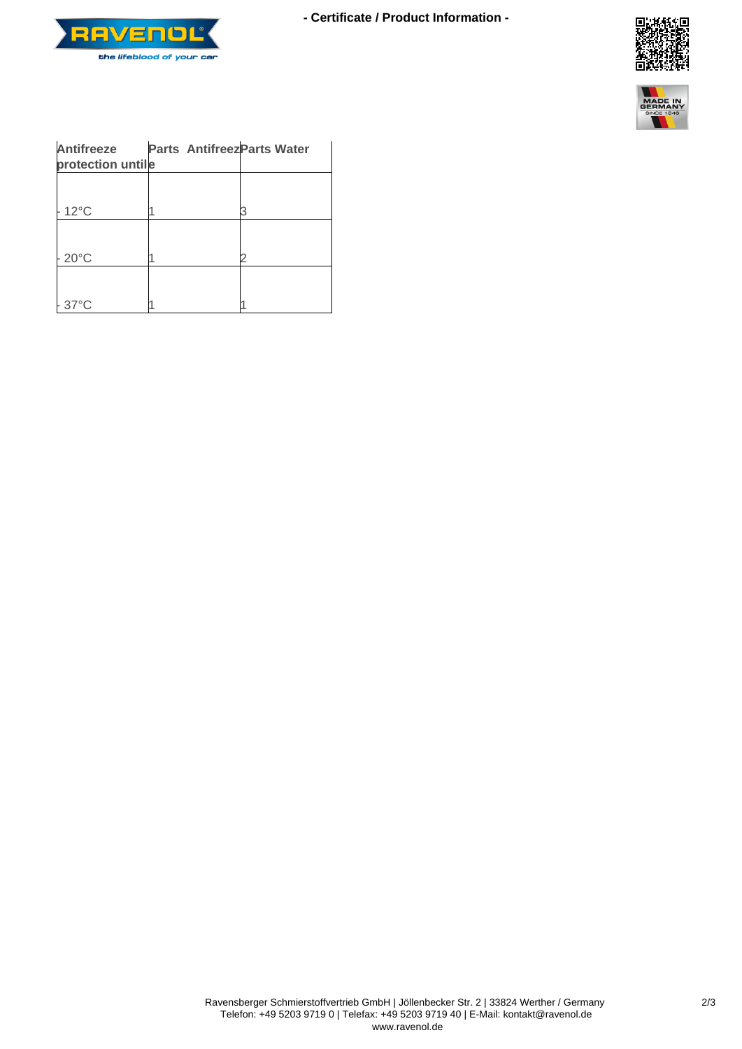- Certificate / Product Information -

| Antifreeze protection until | Parts Antifreeze | Parts Water |
|---|---|---|
| - 12°C | 1 | 3 |
| - 20°C | 1 | 2 |
| - 37°C | 1 | 1 |

Ravensberger Schmierstoffvertrieb GmbH | Jöllenbecker Str. 2 | 33824 Werther / Germany
Telefon: +49 5203 9719 0 | Telefax: +49 5203 9719 40 | E-Mail: kontakt@ravenol.de
www.ravenol.de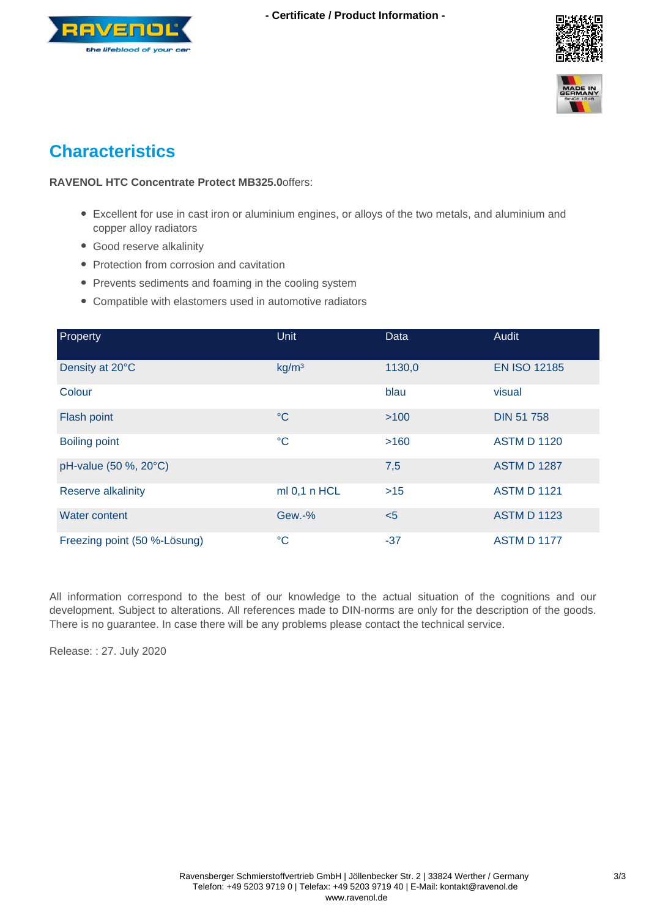## Characteristics

**RAVENOL HTC Concentrate Protect MB325.0**offers:

- Excellent for use in cast iron or aluminium engines, or alloys of the two metals, and aluminium and copper alloy radiators
- Good reserve alkalinity
- Protection from corrosion and cavitation
- Prevents sediments and foaming in the cooling system
- Compatible with elastomers used in automotive radiators

| Property | Unit | Data | Audit |
|---|---|---|---|
| Density at 20°C | kg/m³ | 1130,0 | EN ISO 12185 |
| Colour | | blau | visual |
| Flash point | °C | >100 | DIN 51 758 |
| Boiling point | °C | >160 | ASTM D 1120 |
| pH-value (50 %, 20°C) | | 7,5 | ASTM D 1287 |
| Reserve alkalinity | ml 0,1 n HCL | >15 | ASTM D 1121 |
| Water content | Gew.-% | <5 | ASTM D 1123 |
| Freezing point (50 %-Lösung) | °C | -37 | ASTM D 1177 |

All information correspond to the best of our knowledge to the actual situation of the cognitions and our development. Subject to alterations. All references made to DIN-norms are only for the description of the goods. There is no guarantee. In case there will be any problems please contact the technical service.

Release: : 27. July 2020

Ravensberger Schmierstoffvertrieb GmbH | Jöllenbecker Str. 2 | 33824 Werther / Germany
Telefon: +49 5203 9719 0 | Telefax: +49 5203 9719 40 | E-Mail: kontakt@ravenol.de
www.ravenol.de